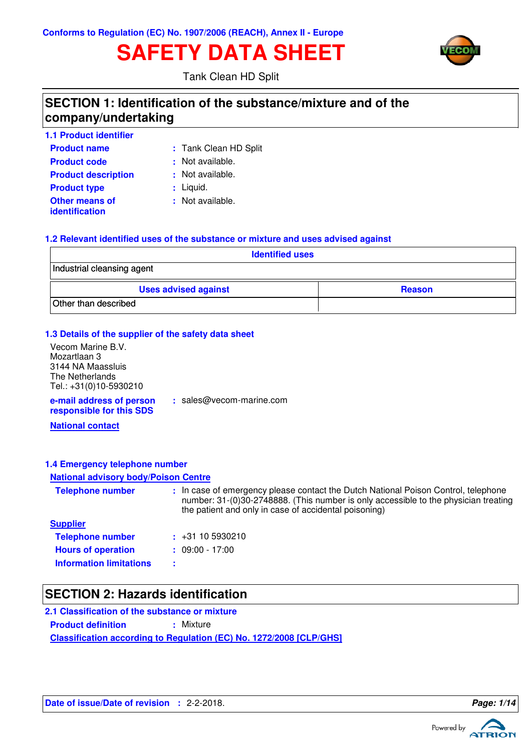Conforms to Regulation (EC) No. 1907/2006 (REACH), Annex II - Europe

# SAFETY DATA SHEET

Tank Clean HD Split

## SECTION 1: Identification of the substance/mixture and of the company/undertaking

### 1.1 Product identifier

**Product name** : Tank Clean HD Split

**Product code** : Not available.

**Product description** : Not available.

**Product type** : Liquid.

**Other means of identification** : Not available.

### 1.2 Relevant identified uses of the substance or mixture and uses advised against

| Identified uses |
|---|
| Industrial cleansing agent |

| Uses advised against | Reason |
|---|---|
| Other than described | |

### 1.3 Details of the supplier of the safety data sheet

Vecom Marine B.V.
Mozartlaan 3
3144 NA Maassluis
The Netherlands
Tel.: +31(0)10-5930210

**e-mail address of person responsible for this SDS** : sales@vecom-marine.com

**National contact**

### 1.4 Emergency telephone number

**National advisory body/Poison Centre**

**Telephone number** : In case of emergency please contact the Dutch National Poison Control, telephone number: 31-(0)30-2748888. (This number is only accessible to the physician treating the patient and only in case of accidental poisoning)

**Supplier**

**Telephone number** : +31 10 5930210

**Hours of operation** : 09:00 - 17:00

**Information limitations** :

## SECTION 2: Hazards identification

### 2.1 Classification of the substance or mixture

**Product definition** : Mixture

**Classification according to Regulation (EC) No. 1272/2008 [CLP/GHS]**

**Date of issue/Date of revision** : 2-2-2018.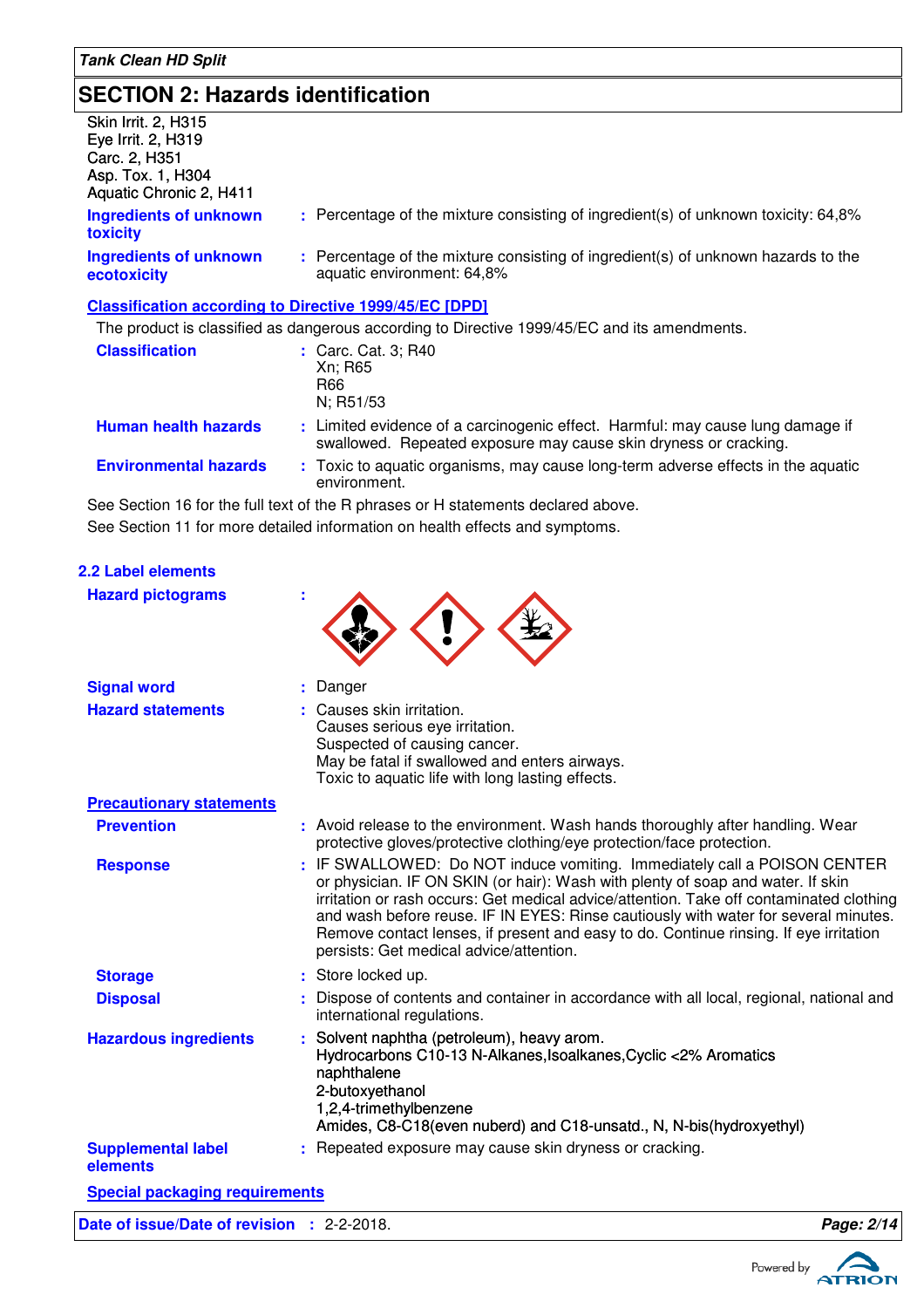## SECTION 2: Hazards identification

Skin Irrit. 2, H315
Eye Irrit. 2, H319
Carc. 2, H351
Asp. Tox. 1, H304
Aquatic Chronic 2, H411

**Ingredients of unknown toxicity** : Percentage of the mixture consisting of ingredient(s) of unknown toxicity: 64,8%

**Ingredients of unknown ecotoxicity** : Percentage of the mixture consisting of ingredient(s) of unknown hazards to the aquatic environment: 64,8%

**Classification according to Directive 1999/45/EC [DPD]**

The product is classified as dangerous according to Directive 1999/45/EC and its amendments.

**Classification** : Carc. Cat. 3; R40
Xn; R65
R66
N; R51/53

**Human health hazards** : Limited evidence of a carcinogenic effect. Harmful: may cause lung damage if swallowed. Repeated exposure may cause skin dryness or cracking.

**Environmental hazards** : Toxic to aquatic organisms, may cause long-term adverse effects in the aquatic environment.

See Section 16 for the full text of the R phrases or H statements declared above.

See Section 11 for more detailed information on health effects and symptoms.

### 2.2 Label elements

**Hazard pictograms** :

**Signal word** : Danger

**Hazard statements** : Causes skin irritation.
Causes serious eye irritation.
Suspected of causing cancer.
May be fatal if swallowed and enters airways.
Toxic to aquatic life with long lasting effects.

**Precautionary statements**

**Prevention** : Avoid release to the environment. Wash hands thoroughly after handling. Wear protective gloves/protective clothing/eye protection/face protection.

**Response** : IF SWALLOWED: Do NOT induce vomiting. Immediately call a POISON CENTER or physician. IF ON SKIN (or hair): Wash with plenty of soap and water. If skin irritation or rash occurs: Get medical advice/attention. Take off contaminated clothing and wash before reuse. IF IN EYES: Rinse cautiously with water for several minutes. Remove contact lenses, if present and easy to do. Continue rinsing. If eye irritation persists: Get medical advice/attention.

**Storage** : Store locked up.

**Disposal** : Dispose of contents and container in accordance with all local, regional, national and international regulations.

**Hazardous ingredients** : Solvent naphtha (petroleum), heavy arom.
Hydrocarbons C10-13 N-Alkanes,Isoalkanes,Cyclic <2% Aromatics
naphthalene
2-butoxyethanol
1,2,4-trimethylbenzene
Amides, C8-C18(even nuberd) and C18-unsatd., N, N-bis(hydroxyethyl)

**Supplemental label elements** : Repeated exposure may cause skin dryness or cracking.

**Special packaging requirements**

**Date of issue/Date of revision** : 2-2-2018.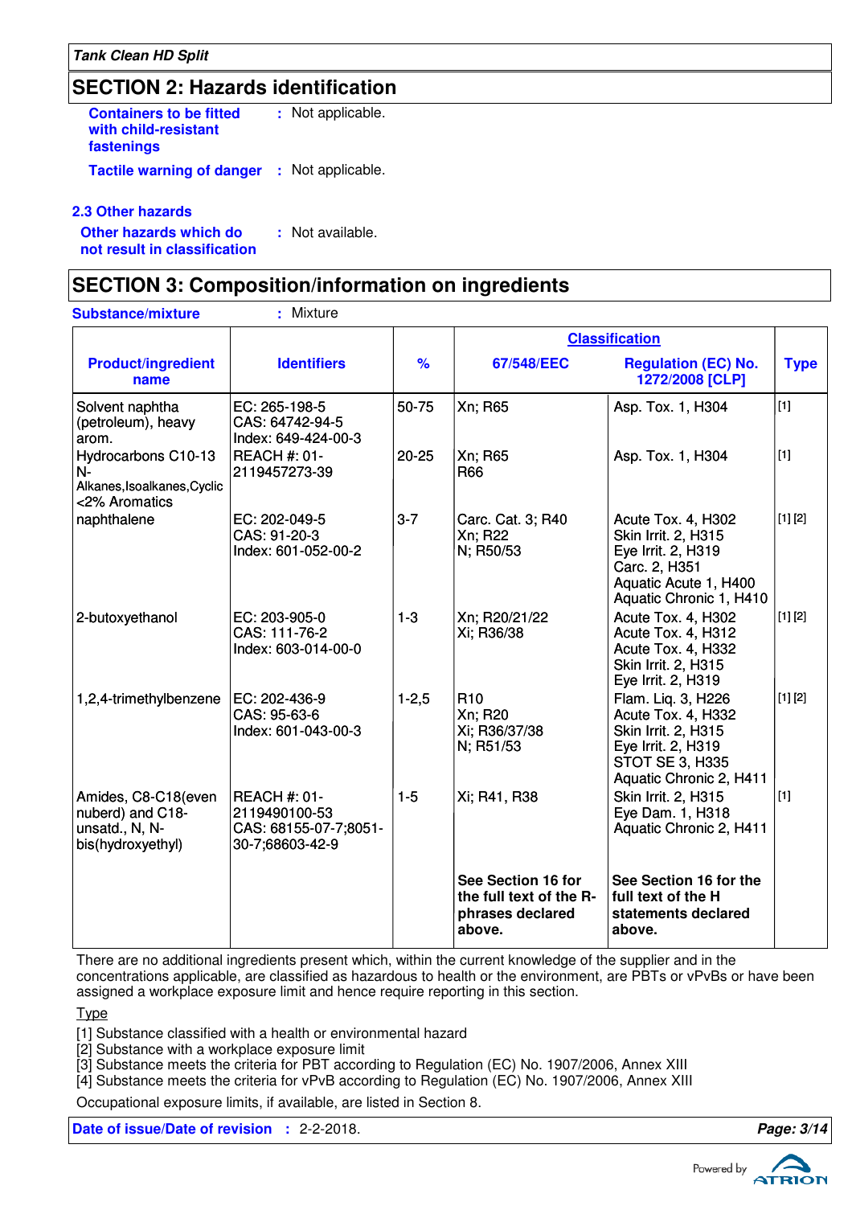## SECTION 2: Hazards identification

**Containers to be fitted with child-resistant fastenings** : Not applicable.

**Tactile warning of danger** : Not applicable.

### 2.3 Other hazards

**Other hazards which do not result in classification** : Not available.

## SECTION 3: Composition/information on ingredients

**Substance/mixture** : Mixture

| Product/ingredient name | Identifiers | % | Classification | | Type |
|---|---|---|---|---|---|
| | | | 67/548/EEC | Regulation (EC) No. 1272/2008 [CLP] | |
| Solvent naphtha (petroleum), heavy arom. | EC: 265-198-5<br>CAS: 64742-94-5<br>Index: 649-424-00-3 | 50-75 | Xn; R65 | Asp. Tox. 1, H304 | [1] |
| Hydrocarbons C10-13 N-Alkanes,Isoalkanes,Cyclic <2% Aromatics | REACH #: 01-2119457273-39 | 20-25 | Xn; R65<br>R66 | Asp. Tox. 1, H304 | [1] |
| naphthalene | EC: 202-049-5<br>CAS: 91-20-3<br>Index: 601-052-00-2 | 3-7 | Carc. Cat. 3; R40<br>Xn; R22<br>N; R50/53 | Acute Tox. 4, H302<br>Skin Irrit. 2, H315<br>Eye Irrit. 2, H319<br>Carc. 2, H351<br>Aquatic Acute 1, H400<br>Aquatic Chronic 1, H410 | [1] [2] |
| 2-butoxyethanol | EC: 203-905-0<br>CAS: 111-76-2<br>Index: 603-014-00-0 | 1-3 | Xn; R20/21/22<br>Xi; R36/38 | Acute Tox. 4, H302<br>Acute Tox. 4, H312<br>Acute Tox. 4, H332<br>Skin Irrit. 2, H315<br>Eye Irrit. 2, H319 | [1] [2] |
| 1,2,4-trimethylbenzene | EC: 202-436-9<br>CAS: 95-63-6<br>Index: 601-043-00-3 | 1-2,5 | R10<br>Xn; R20<br>Xi; R36/37/38<br>N; R51/53 | Flam. Liq. 3, H226<br>Acute Tox. 4, H332<br>Skin Irrit. 2, H315<br>Eye Irrit. 2, H319<br>STOT SE 3, H335<br>Aquatic Chronic 2, H411 | [1] [2] |
| Amides, C8-C18(even nuberd) and C18-unsatd., N, N-bis(hydroxyethyl) | REACH #: 01-2119490100-53<br>CAS: 68155-07-7;8051-30-7;68603-42-9 | 1-5 | Xi; R41, R38 | Skin Irrit. 2, H315<br>Eye Dam. 1, H318<br>Aquatic Chronic 2, H411 | [1] |
| | | | **See Section 16 for the full text of the R-phrases declared above.** | **See Section 16 for the full text of the H statements declared above.** | |

There are no additional ingredients present which, within the current knowledge of the supplier and in the concentrations applicable, are classified as hazardous to health or the environment, are PBTs or vPvBs or have been assigned a workplace exposure limit and hence require reporting in this section.

Type

[1] Substance classified with a health or environmental hazard
[2] Substance with a workplace exposure limit
[3] Substance meets the criteria for PBT according to Regulation (EC) No. 1907/2006, Annex XIII
[4] Substance meets the criteria for vPvB according to Regulation (EC) No. 1907/2006, Annex XIII

Occupational exposure limits, if available, are listed in Section 8.

**Date of issue/Date of revision** : 2-2-2018.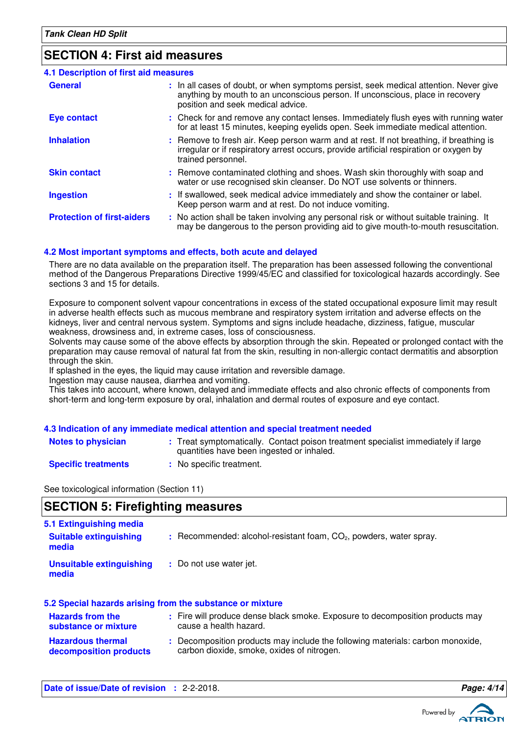## SECTION 4: First aid measures

### 4.1 Description of first aid measures

| | |
|---|---|
| **General** | In all cases of doubt, or when symptoms persist, seek medical attention. Never give anything by mouth to an unconscious person. If unconscious, place in recovery position and seek medical advice. |
| **Eye contact** | Check for and remove any contact lenses. Immediately flush eyes with running water for at least 15 minutes, keeping eyelids open. Seek immediate medical attention. |
| **Inhalation** | Remove to fresh air. Keep person warm and at rest. If not breathing, if breathing is irregular or if respiratory arrest occurs, provide artificial respiration or oxygen by trained personnel. |
| **Skin contact** | Remove contaminated clothing and shoes. Wash skin thoroughly with soap and water or use recognised skin cleanser. Do NOT use solvents or thinners. |
| **Ingestion** | If swallowed, seek medical advice immediately and show the container or label. Keep person warm and at rest. Do not induce vomiting. |
| **Protection of first-aiders** | No action shall be taken involving any personal risk or without suitable training. It may be dangerous to the person providing aid to give mouth-to-mouth resuscitation. |

### 4.2 Most important symptoms and effects, both acute and delayed

There are no data available on the preparation itself. The preparation has been assessed following the conventional method of the Dangerous Preparations Directive 1999/45/EC and classified for toxicological hazards accordingly. See sections 3 and 15 for details.

Exposure to component solvent vapour concentrations in excess of the stated occupational exposure limit may result in adverse health effects such as mucous membrane and respiratory system irritation and adverse effects on the kidneys, liver and central nervous system. Symptoms and signs include headache, dizziness, fatigue, muscular weakness, drowsiness and, in extreme cases, loss of consciousness.
Solvents may cause some of the above effects by absorption through the skin. Repeated or prolonged contact with the preparation may cause removal of natural fat from the skin, resulting in non-allergic contact dermatitis and absorption through the skin.
If splashed in the eyes, the liquid may cause irritation and reversible damage.
Ingestion may cause nausea, diarrhea and vomiting.
This takes into account, where known, delayed and immediate effects and also chronic effects of components from short-term and long-term exposure by oral, inhalation and dermal routes of exposure and eye contact.

### 4.3 Indication of any immediate medical attention and special treatment needed

| | |
|---|---|
| **Notes to physician** | Treat symptomatically. Contact poison treatment specialist immediately if large quantities have been ingested or inhaled. |
| **Specific treatments** | No specific treatment. |

See toxicological information (Section 11)

## SECTION 5: Firefighting measures

### 5.1 Extinguishing media

| | |
|---|---|
| **Suitable extinguishing media** | Recommended: alcohol-resistant foam, $CO_2$, powders, water spray. |
| **Unsuitable extinguishing media** | Do not use water jet. |

### 5.2 Special hazards arising from the substance or mixture

| | |
|---|---|
| **Hazards from the substance or mixture** | Fire will produce dense black smoke. Exposure to decomposition products may cause a health hazard. |
| **Hazardous thermal decomposition products** | Decomposition products may include the following materials: carbon monoxide, carbon dioxide, smoke, oxides of nitrogen. |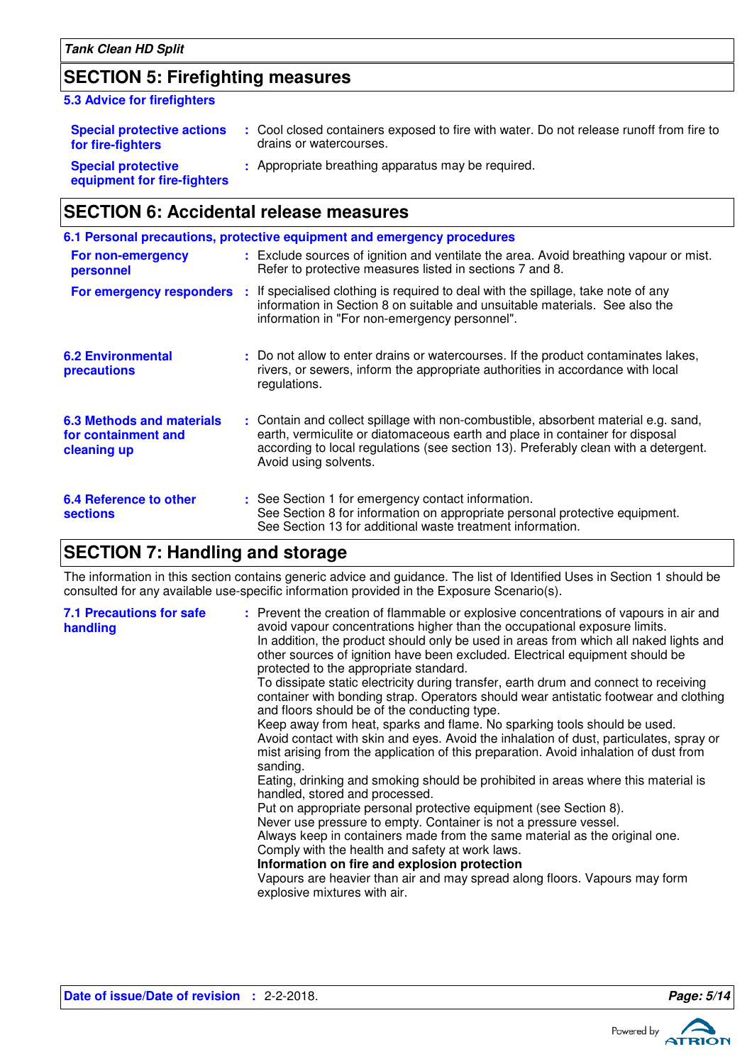## SECTION 5: Firefighting measures

### 5.3 Advice for firefighters

**Special protective actions for fire-fighters** : Cool closed containers exposed to fire with water. Do not release runoff from fire to drains or watercourses.

**Special protective equipment for fire-fighters** : Appropriate breathing apparatus may be required.

## SECTION 6: Accidental release measures

### 6.1 Personal precautions, protective equipment and emergency procedures

**For non-emergency personnel** : Exclude sources of ignition and ventilate the area. Avoid breathing vapour or mist. Refer to protective measures listed in sections 7 and 8.

**For emergency responders** : If specialised clothing is required to deal with the spillage, take note of any information in Section 8 on suitable and unsuitable materials. See also the information in "For non-emergency personnel".

**6.2 Environmental precautions** : Do not allow to enter drains or watercourses. If the product contaminates lakes, rivers, or sewers, inform the appropriate authorities in accordance with local regulations.

**6.3 Methods and materials for containment and cleaning up** : Contain and collect spillage with non-combustible, absorbent material e.g. sand, earth, vermiculite or diatomaceous earth and place in container for disposal according to local regulations (see section 13). Preferably clean with a detergent. Avoid using solvents.

**6.4 Reference to other sections** : See Section 1 for emergency contact information.
See Section 8 for information on appropriate personal protective equipment.
See Section 13 for additional waste treatment information.

## SECTION 7: Handling and storage

The information in this section contains generic advice and guidance. The list of Identified Uses in Section 1 should be consulted for any available use-specific information provided in the Exposure Scenario(s).

**7.1 Precautions for safe handling** : Prevent the creation of flammable or explosive concentrations of vapours in air and avoid vapour concentrations higher than the occupational exposure limits.
In addition, the product should only be used in areas from which all naked lights and other sources of ignition have been excluded. Electrical equipment should be protected to the appropriate standard.
To dissipate static electricity during transfer, earth drum and connect to receiving container with bonding strap. Operators should wear antistatic footwear and clothing and floors should be of the conducting type.
Keep away from heat, sparks and flame. No sparking tools should be used.
Avoid contact with skin and eyes. Avoid the inhalation of dust, particulates, spray or mist arising from the application of this preparation. Avoid inhalation of dust from sanding.
Eating, drinking and smoking should be prohibited in areas where this material is handled, stored and processed.
Put on appropriate personal protective equipment (see Section 8).
Never use pressure to empty. Container is not a pressure vessel.
Always keep in containers made from the same material as the original one.
Comply with the health and safety at work laws.
**Information on fire and explosion protection**
Vapours are heavier than air and may spread along floors. Vapours may form explosive mixtures with air.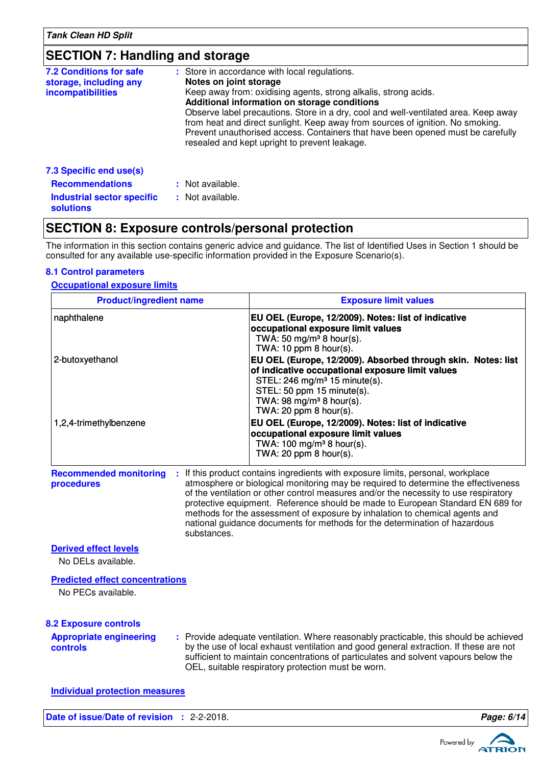## SECTION 7: Handling and storage

**7.2 Conditions for safe storage, including any incompatibilities** : Store in accordance with local regulations.

**Notes on joint storage**

Keep away from: oxidising agents, strong alkalis, strong acids.

**Additional information on storage conditions**

Observe label precautions. Store in a dry, cool and well-ventilated area. Keep away from heat and direct sunlight. Keep away from sources of ignition. No smoking. Prevent unauthorised access. Containers that have been opened must be carefully resealed and kept upright to prevent leakage.

**7.3 Specific end use(s)**

**Recommendations** : Not available.

**Industrial sector specific solutions** : Not available.

## SECTION 8: Exposure controls/personal protection

The information in this section contains generic advice and guidance. The list of Identified Uses in Section 1 should be consulted for any available use-specific information provided in the Exposure Scenario(s).

**8.1 Control parameters**

**Occupational exposure limits**

| Product/ingredient name | Exposure limit values |
|---|---|
| naphthalene | **EU OEL (Europe, 12/2009). Notes: list of indicative occupational exposure limit values**<br>TWA: 50 mg/m³ 8 hour(s).<br>TWA: 10 ppm 8 hour(s). |
| 2-butoxyethanol | **EU OEL (Europe, 12/2009). Absorbed through skin. Notes: list of indicative occupational exposure limit values**<br>STEL: 246 mg/m³ 15 minute(s).<br>STEL: 50 ppm 15 minute(s).<br>TWA: 98 mg/m³ 8 hour(s).<br>TWA: 20 ppm 8 hour(s). |
| 1,2,4-trimethylbenzene | **EU OEL (Europe, 12/2009). Notes: list of indicative occupational exposure limit values**<br>TWA: 100 mg/m³ 8 hour(s).<br>TWA: 20 ppm 8 hour(s). |

**Recommended monitoring procedures** : If this product contains ingredients with exposure limits, personal, workplace atmosphere or biological monitoring may be required to determine the effectiveness of the ventilation or other control measures and/or the necessity to use respiratory protective equipment. Reference should be made to European Standard EN 689 for methods for the assessment of exposure by inhalation to chemical agents and national guidance documents for methods for the determination of hazardous substances.

**Derived effect levels**

No DELs available.

**Predicted effect concentrations**

No PECs available.

**8.2 Exposure controls**

**Appropriate engineering controls** : Provide adequate ventilation. Where reasonably practicable, this should be achieved by the use of local exhaust ventilation and good general extraction. If these are not sufficient to maintain concentrations of particulates and solvent vapours below the OEL, suitable respiratory protection must be worn.

**Individual protection measures**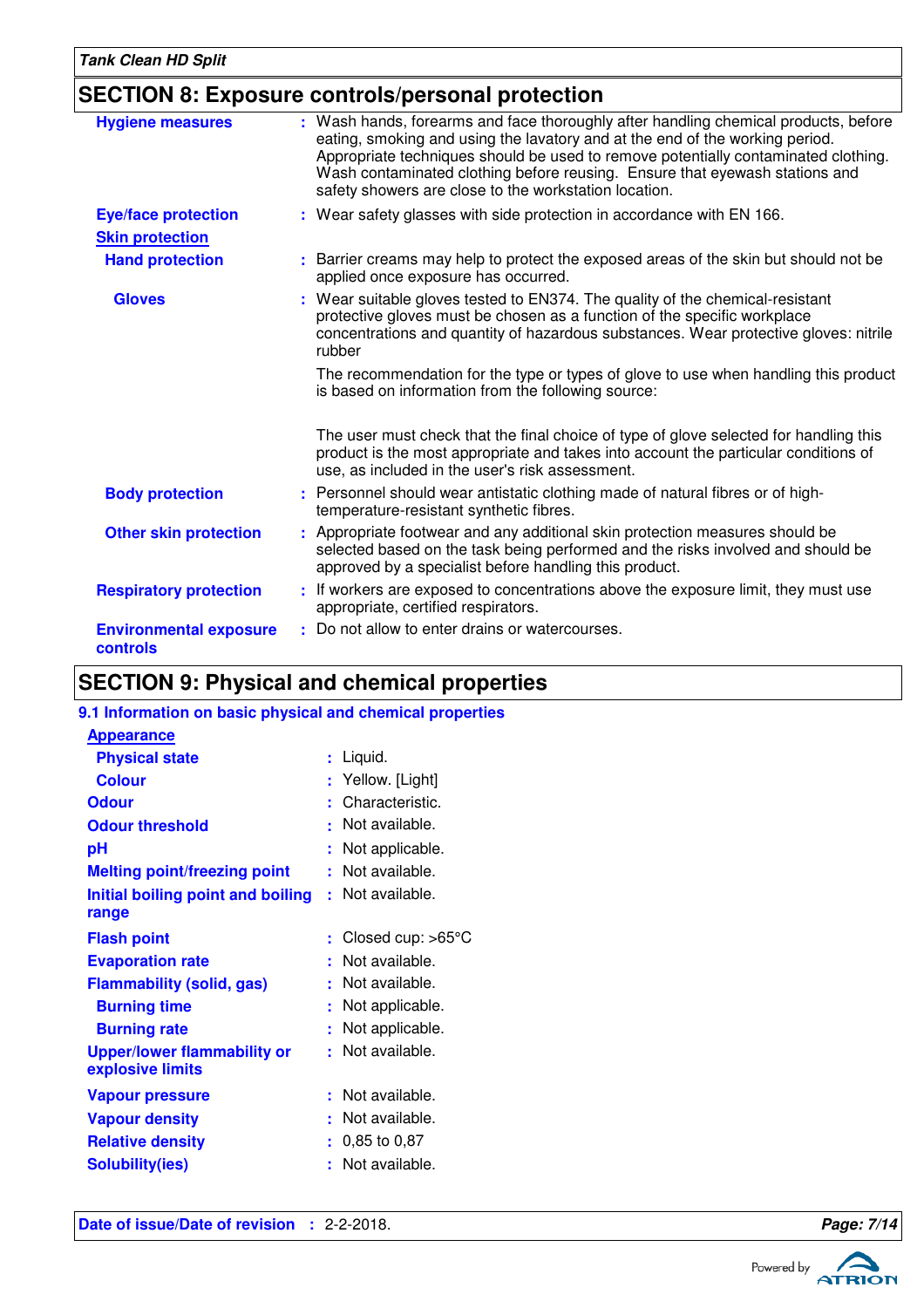## SECTION 8: Exposure controls/personal protection

| | |
|---|---|
| **Hygiene measures** | : Wash hands, forearms and face thoroughly after handling chemical products, before eating, smoking and using the lavatory and at the end of the working period. Appropriate techniques should be used to remove potentially contaminated clothing. Wash contaminated clothing before reusing. Ensure that eyewash stations and safety showers are close to the workstation location. |
| **Eye/face protection** | : Wear safety glasses with side protection in accordance with EN 166. |
| **Skin protection** | |
| **Hand protection** | : Barrier creams may help to protect the exposed areas of the skin but should not be applied once exposure has occurred. |
| **Gloves** | : Wear suitable gloves tested to EN374. The quality of the chemical-resistant protective gloves must be chosen as a function of the specific workplace concentrations and quantity of hazardous substances. Wear protective gloves: nitrile rubber<br><br>The recommendation for the type or types of glove to use when handling this product is based on information from the following source:<br><br>The user must check that the final choice of type of glove selected for handling this product is the most appropriate and takes into account the particular conditions of use, as included in the user's risk assessment. |
| **Body protection** | : Personnel should wear antistatic clothing made of natural fibres or of high-temperature-resistant synthetic fibres. |
| **Other skin protection** | : Appropriate footwear and any additional skin protection measures should be selected based on the task being performed and the risks involved and should be approved by a specialist before handling this product. |
| **Respiratory protection** | : If workers are exposed to concentrations above the exposure limit, they must use appropriate, certified respirators. |
| **Environmental exposure controls** | : Do not allow to enter drains or watercourses. |

## SECTION 9: Physical and chemical properties

### 9.1 Information on basic physical and chemical properties

| | |
|---|---|
| **Appearance** | |
| **Physical state** | : Liquid. |
| **Colour** | : Yellow. [Light] |
| **Odour** | : Characteristic. |
| **Odour threshold** | : Not available. |
| **pH** | : Not applicable. |
| **Melting point/freezing point** | : Not available. |
| **Initial boiling point and boiling range** | : Not available. |
| **Flash point** | : Closed cup: >65°C |
| **Evaporation rate** | : Not available. |
| **Flammability (solid, gas)** | : Not available. |
| **Burning time** | : Not applicable. |
| **Burning rate** | : Not applicable. |
| **Upper/lower flammability or explosive limits** | : Not available. |
| **Vapour pressure** | : Not available. |
| **Vapour density** | : Not available. |
| **Relative density** | : 0,85 to 0,87 |
| **Solubility(ies)** | : Not available. |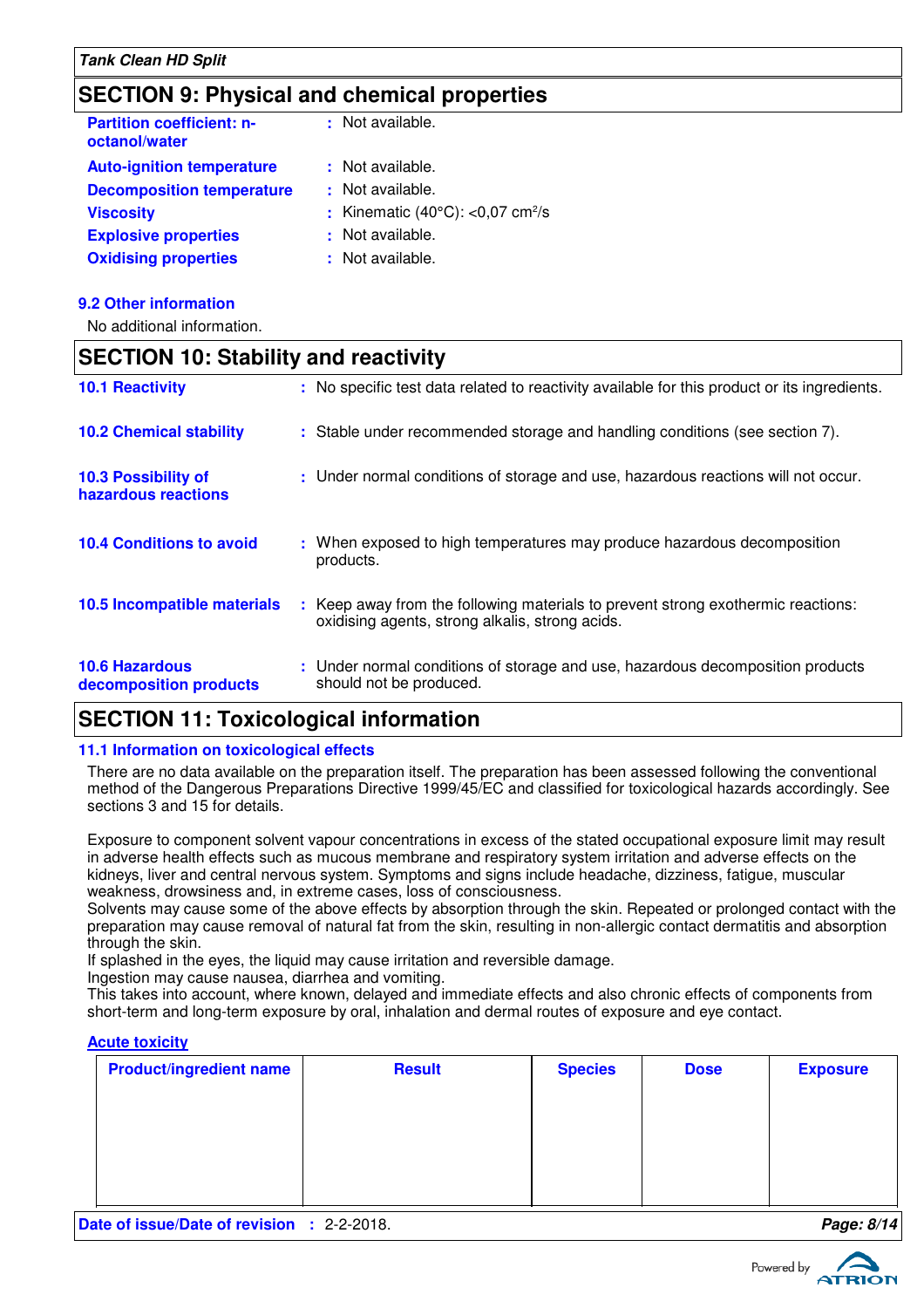## SECTION 9: Physical and chemical properties

| | | |
|---|---|---|
| **Partition coefficient: n-octanol/water** | : | Not available. |
| **Auto-ignition temperature** | : | Not available. |
| **Decomposition temperature** | : | Not available. |
| **Viscosity** | : | Kinematic (40°C): <0,07 cm²/s |
| **Explosive properties** | : | Not available. |
| **Oxidising properties** | : | Not available. |

### 9.2 Other information

No additional information.

## SECTION 10: Stability and reactivity

| | | |
|---|---|---|
| **10.1 Reactivity** | : | No specific test data related to reactivity available for this product or its ingredients. |
| **10.2 Chemical stability** | : | Stable under recommended storage and handling conditions (see section 7). |
| **10.3 Possibility of hazardous reactions** | : | Under normal conditions of storage and use, hazardous reactions will not occur. |
| **10.4 Conditions to avoid** | : | When exposed to high temperatures may produce hazardous decomposition products. |
| **10.5 Incompatible materials** | : | Keep away from the following materials to prevent strong exothermic reactions: oxidising agents, strong alkalis, strong acids. |
| **10.6 Hazardous decomposition products** | : | Under normal conditions of storage and use, hazardous decomposition products should not be produced. |

## SECTION 11: Toxicological information

### 11.1 Information on toxicological effects

There are no data available on the preparation itself. The preparation has been assessed following the conventional method of the Dangerous Preparations Directive 1999/45/EC and classified for toxicological hazards accordingly. See sections 3 and 15 for details.

Exposure to component solvent vapour concentrations in excess of the stated occupational exposure limit may result in adverse health effects such as mucous membrane and respiratory system irritation and adverse effects on the kidneys, liver and central nervous system. Symptoms and signs include headache, dizziness, fatigue, muscular weakness, drowsiness and, in extreme cases, loss of consciousness.
Solvents may cause some of the above effects by absorption through the skin. Repeated or prolonged contact with the preparation may cause removal of natural fat from the skin, resulting in non-allergic contact dermatitis and absorption through the skin.
If splashed in the eyes, the liquid may cause irritation and reversible damage.
Ingestion may cause nausea, diarrhea and vomiting.
This takes into account, where known, delayed and immediate effects and also chronic effects of components from short-term and long-term exposure by oral, inhalation and dermal routes of exposure and eye contact.

**Acute toxicity**

| Product/ingredient name | Result | Species | Dose | Exposure |
|---|---|---|---|---|
| | | | | |

Date of issue/Date of revision : 2-2-2018.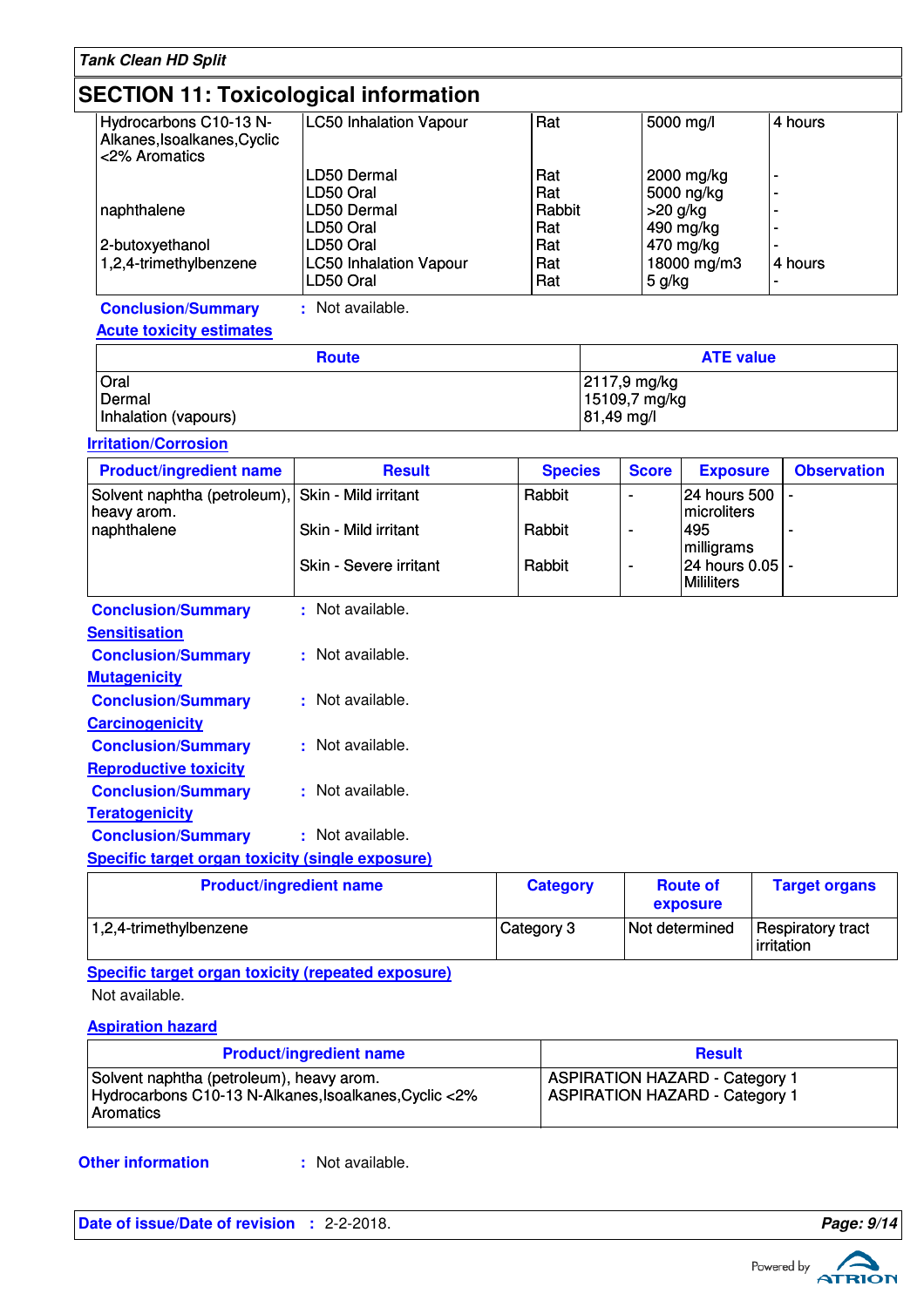## SECTION 11: Toxicological information

| | | | | |
|---|---|---|---|---|
| Hydrocarbons C10-13 N-Alkanes,Isoalkanes,Cyclic <2% Aromatics | LC50 Inhalation Vapour | Rat | 5000 mg/l | 4 hours |
| | LD50 Dermal | Rat | 2000 mg/kg | - |
| | LD50 Oral | Rat | 5000 ng/kg | - |
| naphthalene | LD50 Dermal | Rabbit | >20 g/kg | - |
| | LD50 Oral | Rat | 490 mg/kg | - |
| 2-butoxyethanol | LD50 Oral | Rat | 470 mg/kg | - |
| 1,2,4-trimethylbenzene | LC50 Inhalation Vapour | Rat | 18000 mg/m3 | 4 hours |
| | LD50 Oral | Rat | 5 g/kg | - |

**Conclusion/Summary** : Not available.

**Acute toxicity estimates**

| Route | ATE value |
|---|---|
| Oral | 2117,9 mg/kg |
| Dermal | 15109,7 mg/kg |
| Inhalation (vapours) | 81,49 mg/l |

**Irritation/Corrosion**

| Product/ingredient name | Result | Species | Score | Exposure | Observation |
|---|---|---|---|---|---|
| Solvent naphtha (petroleum), heavy arom. | Skin - Mild irritant | Rabbit | - | 24 hours 500 microliters | - |
| naphthalene | Skin - Mild irritant | Rabbit | - | 495 milligrams | - |
| | Skin - Severe irritant | Rabbit | - | 24 hours 0.05 Mililiters | - |

**Conclusion/Summary** : Not available.

**Sensitisation**

**Conclusion/Summary** : Not available.

**Mutagenicity**

**Conclusion/Summary** : Not available.

**Carcinogenicity**

**Conclusion/Summary** : Not available.

**Reproductive toxicity**

**Conclusion/Summary** : Not available.

**Teratogenicity**

**Conclusion/Summary** : Not available.

**Specific target organ toxicity (single exposure)**

| Product/ingredient name | Category | Route of exposure | Target organs |
|---|---|---|---|
| 1,2,4-trimethylbenzene | Category 3 | Not determined | Respiratory tract irritation |

**Specific target organ toxicity (repeated exposure)**

Not available.

**Aspiration hazard**

| Product/ingredient name | Result |
|---|---|
| Solvent naphtha (petroleum), heavy arom. | ASPIRATION HAZARD - Category 1 |
| Hydrocarbons C10-13 N-Alkanes,Isoalkanes,Cyclic <2% Aromatics | ASPIRATION HAZARD - Category 1 |

**Other information** : Not available.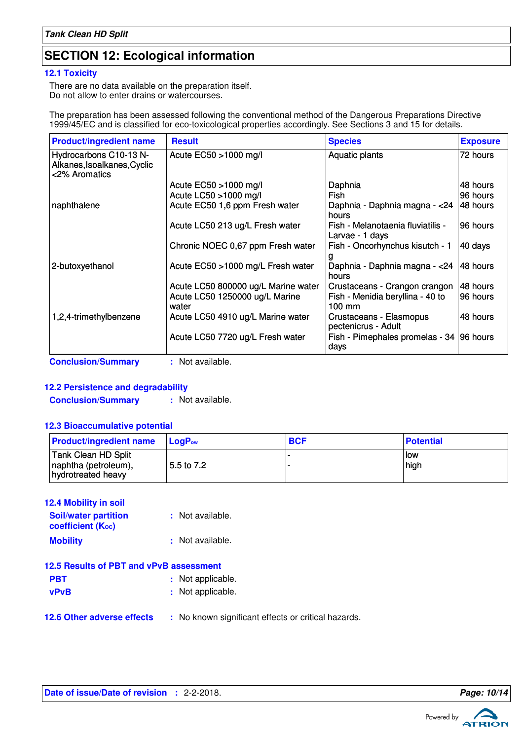## SECTION 12: Ecological information

### 12.1 Toxicity

There are no data available on the preparation itself.
Do not allow to enter drains or watercourses.

The preparation has been assessed following the conventional method of the Dangerous Preparations Directive 1999/45/EC and is classified for eco-toxicological properties accordingly. See Sections 3 and 15 for details.

| Product/ingredient name | Result | Species | Exposure |
|---|---|---|---|
| Hydrocarbons C10-13 N-Alkanes,Isoalkanes,Cyclic <2% Aromatics | Acute EC50 >1000 mg/l | Aquatic plants | 72 hours |
| | Acute EC50 >1000 mg/l | Daphnia | 48 hours |
| | Acute LC50 >1000 mg/l | Fish | 96 hours |
| naphthalene | Acute EC50 1,6 ppm Fresh water | Daphnia - Daphnia magna - <24 hours | 48 hours |
| | Acute LC50 213 ug/L Fresh water | Fish - Melanotaenia fluviatilis - Larvae - 1 days | 96 hours |
| | Chronic NOEC 0,67 ppm Fresh water | Fish - Oncorhynchus kisutch - 1 g | 40 days |
| 2-butoxyethanol | Acute EC50 >1000 mg/L Fresh water | Daphnia - Daphnia magna - <24 hours | 48 hours |
| | Acute LC50 800000 ug/L Marine water | Crustaceans - Crangon crangon | 48 hours |
| | Acute LC50 1250000 ug/L Marine water | Fish - Menidia beryllina - 40 to 100 mm | 96 hours |
| 1,2,4-trimethylbenzene | Acute LC50 4910 ug/L Marine water | Crustaceans - Elasmopus pectenicrus - Adult | 48 hours |
| | Acute LC50 7720 ug/L Fresh water | Fish - Pimephales promelas - 34 days | 96 hours |

**Conclusion/Summary** : Not available.

### 12.2 Persistence and degradability

**Conclusion/Summary** : Not available.

### 12.3 Bioaccumulative potential

| Product/ingredient name | $LogP_{ow}$ | BCF | Potential |
|---|---|---|---|
| Tank Clean HD Split | | - | low |
| naphtha (petroleum), hydrotreated heavy | 5.5 to 7.2 | - | high |

### 12.4 Mobility in soil

**Soil/water partition coefficient ($K_{OC}$)** : Not available.

**Mobility** : Not available.

### 12.5 Results of PBT and vPvB assessment

**PBT** : Not applicable.

**vPvB** : Not applicable.

### 12.6 Other adverse effects

: No known significant effects or critical hazards.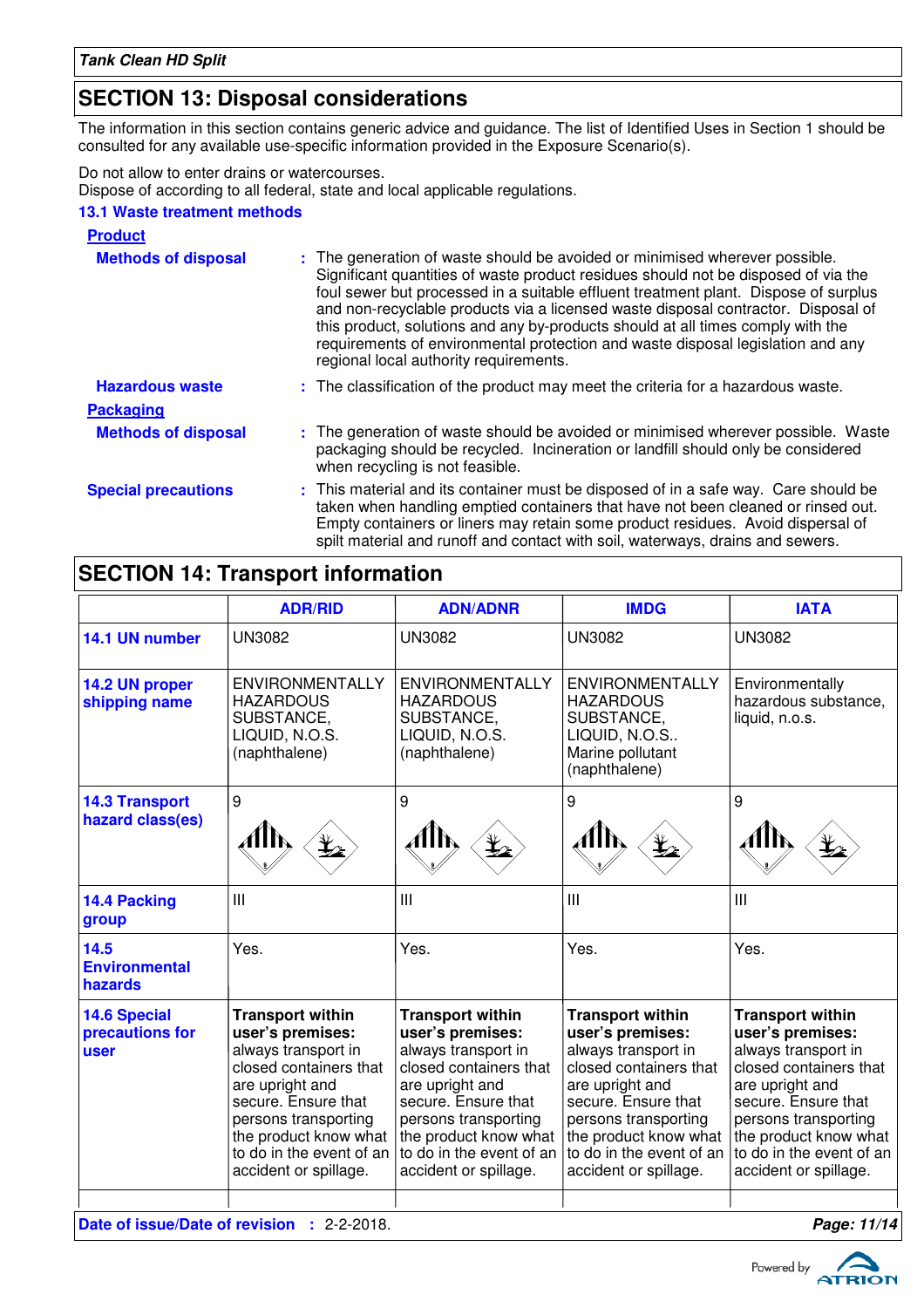## SECTION 13: Disposal considerations

The information in this section contains generic advice and guidance. The list of Identified Uses in Section 1 should be consulted for any available use-specific information provided in the Exposure Scenario(s).

Do not allow to enter drains or watercourses.
Dispose of according to all federal, state and local applicable regulations.

### 13.1 Waste treatment methods

**Product**

**Methods of disposal** : The generation of waste should be avoided or minimised wherever possible. Significant quantities of waste product residues should not be disposed of via the foul sewer but processed in a suitable effluent treatment plant. Dispose of surplus and non-recyclable products via a licensed waste disposal contractor. Disposal of this product, solutions and any by-products should at all times comply with the requirements of environmental protection and waste disposal legislation and any regional local authority requirements.

**Hazardous waste** : The classification of the product may meet the criteria for a hazardous waste.

**Packaging**

**Methods of disposal** : The generation of waste should be avoided or minimised wherever possible. Waste packaging should be recycled. Incineration or landfill should only be considered when recycling is not feasible.

**Special precautions** : This material and its container must be disposed of in a safe way. Care should be taken when handling emptied containers that have not been cleaned or rinsed out. Empty containers or liners may retain some product residues. Avoid dispersal of spilt material and runoff and contact with soil, waterways, drains and sewers.

## SECTION 14: Transport information

| | ADR/RID | ADN/ADNR | IMDG | IATA |
|---|---|---|---|---|
| 14.1 UN number | UN3082 | UN3082 | UN3082 | UN3082 |
| 14.2 UN proper shipping name | ENVIRONMENTALLY HAZARDOUS SUBSTANCE, LIQUID, N.O.S. (naphthalene) | ENVIRONMENTALLY HAZARDOUS SUBSTANCE, LIQUID, N.O.S. (naphthalene) | ENVIRONMENTALLY HAZARDOUS SUBSTANCE, LIQUID, N.O.S.. Marine pollutant (naphthalene) | Environmentally hazardous substance, liquid, n.o.s. |
| 14.3 Transport hazard class(es) | 9 | 9 | 9 | 9 |
| 14.4 Packing group | III | III | III | III |
| 14.5 Environmental hazards | Yes. | Yes. | Yes. | Yes. |
| 14.6 Special precautions for user | **Transport within user's premises:** always transport in closed containers that are upright and secure. Ensure that persons transporting the product know what to do in the event of an accident or spillage. | **Transport within user's premises:** always transport in closed containers that are upright and secure. Ensure that persons transporting the product know what to do in the event of an accident or spillage. | **Transport within user's premises:** always transport in closed containers that are upright and secure. Ensure that persons transporting the product know what to do in the event of an accident or spillage. | **Transport within user's premises:** always transport in closed containers that are upright and secure. Ensure that persons transporting the product know what to do in the event of an accident or spillage. |

**Date of issue/Date of revision** : 2-2-2018.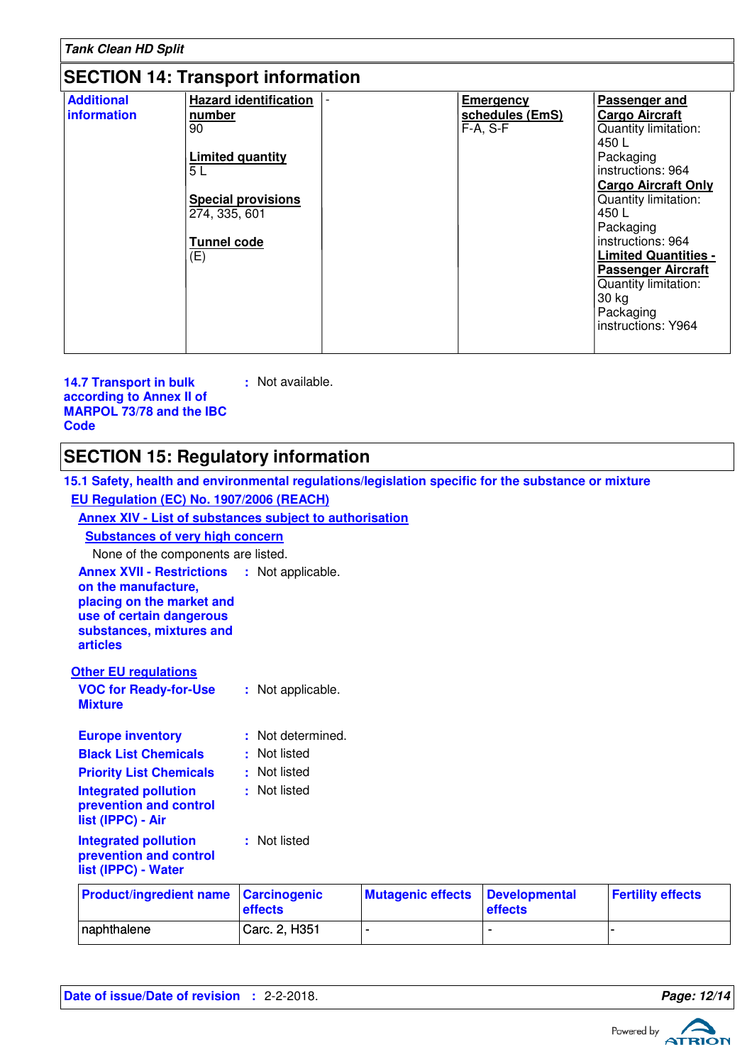## SECTION 14: Transport information

| Additional information | Hazard identification number<br>90<br><br>Limited quantity<br>5 L<br><br>Special provisions<br>274, 335, 601<br><br>Tunnel code<br>(E) | - | Emergency schedules (EmS)<br>F-A, S-F | Passenger and Cargo Aircraft<br>Quantity limitation: 450 L<br>Packaging instructions: 964<br>Cargo Aircraft Only<br>Quantity limitation: 450 L<br>Packaging instructions: 964<br>Limited Quantities - Passenger Aircraft<br>Quantity limitation: 30 kg<br>Packaging instructions: Y964 |
|---|---|---|---|---|

**14.7 Transport in bulk according to Annex II of MARPOL 73/78 and the IBC Code** : Not available.

## SECTION 15: Regulatory information

**15.1 Safety, health and environmental regulations/legislation specific for the substance or mixture**

**EU Regulation (EC) No. 1907/2006 (REACH)**

**Annex XIV - List of substances subject to authorisation**

**Substances of very high concern**

None of the components are listed.

**Annex XVII - Restrictions on the manufacture, placing on the market and use of certain dangerous substances, mixtures and articles** : Not applicable.

**Other EU regulations**

**VOC for Ready-for-Use Mixture** : Not applicable.

**Europe inventory** : Not determined.

**Black List Chemicals** : Not listed

**Priority List Chemicals** : Not listed

**Integrated pollution prevention and control list (IPPC) - Air** : Not listed

**Integrated pollution prevention and control list (IPPC) - Water** : Not listed

| Product/ingredient name | Carcinogenic effects | Mutagenic effects | Developmental effects | Fertility effects |
|---|---|---|---|---|
| naphthalene | Carc. 2, H351 | - | - | - |

**Date of issue/Date of revision** : 2-2-2018.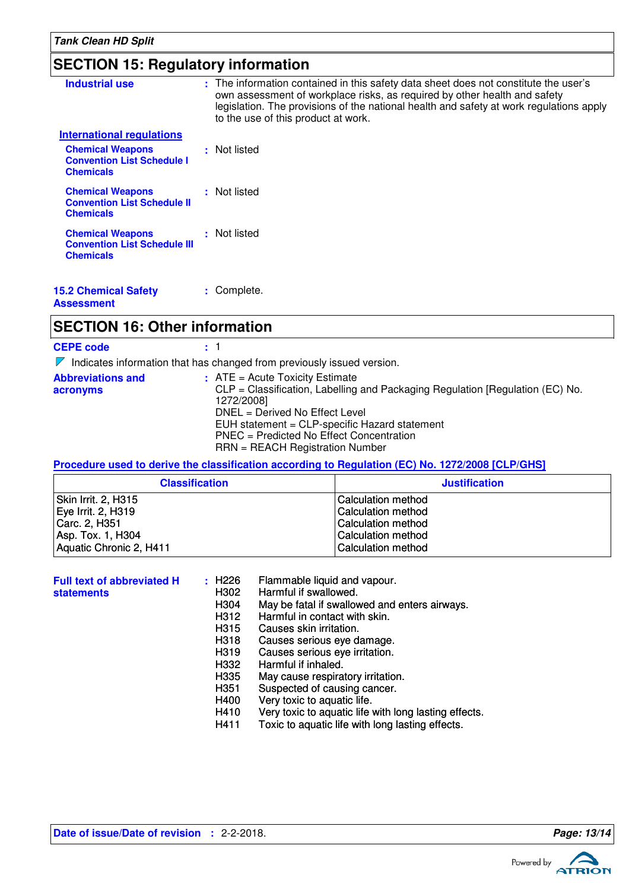## SECTION 15: Regulatory information

**Industrial use** : The information contained in this safety data sheet does not constitute the user's own assessment of workplace risks, as required by other health and safety legislation. The provisions of the national health and safety at work regulations apply to the use of this product at work.

**International regulations**

**Chemical Weapons Convention List Schedule I Chemicals** : Not listed

**Chemical Weapons Convention List Schedule II Chemicals** : Not listed

**Chemical Weapons Convention List Schedule III Chemicals** : Not listed

**15.2 Chemical Safety Assessment** : Complete.

## SECTION 16: Other information

**CEPE code** : 1

Indicates information that has changed from previously issued version.

**Abbreviations and acronyms** : ATE = Acute Toxicity Estimate
CLP = Classification, Labelling and Packaging Regulation [Regulation (EC) No. 1272/2008]
DNEL = Derived No Effect Level
EUH statement = CLP-specific Hazard statement
PNEC = Predicted No Effect Concentration
RRN = REACH Registration Number

**Procedure used to derive the classification according to Regulation (EC) No. 1272/2008 [CLP/GHS]**

| Classification | Justification |
|---|---|
| Skin Irrit. 2, H315 | Calculation method |
| Eye Irrit. 2, H319 | Calculation method |
| Carc. 2, H351 | Calculation method |
| Asp. Tox. 1, H304 | Calculation method |
| Aquatic Chronic 2, H411 | Calculation method |

**Full text of abbreviated H statements** :

- H226 Flammable liquid and vapour.
- H302 Harmful if swallowed.
- H304 May be fatal if swallowed and enters airways.
- H312 Harmful in contact with skin.
- H315 Causes skin irritation.
- H318 Causes serious eye damage.
- H319 Causes serious eye irritation.
- H332 Harmful if inhaled.
- H335 May cause respiratory irritation.
- H351 Suspected of causing cancer.
- H400 Very toxic to aquatic life.
- H410 Very toxic to aquatic life with long lasting effects.
- H411 Toxic to aquatic life with long lasting effects.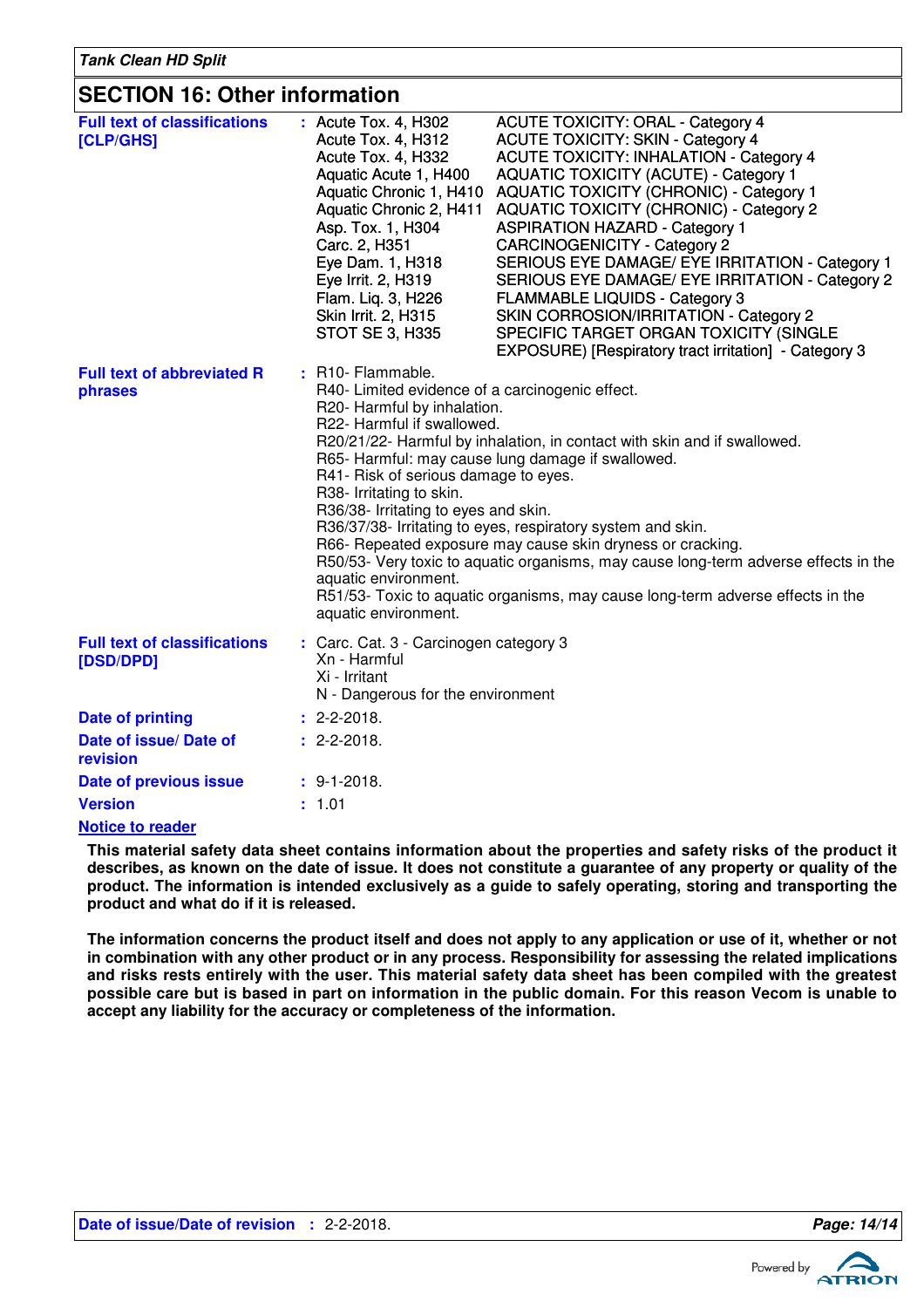## SECTION 16: Other information

**Full text of classifications [CLP/GHS]** :

| | |
|---|---|
| Acute Tox. 4, H302 | ACUTE TOXICITY: ORAL - Category 4 |
| Acute Tox. 4, H312 | ACUTE TOXICITY: SKIN - Category 4 |
| Acute Tox. 4, H332 | ACUTE TOXICITY: INHALATION - Category 4 |
| Aquatic Acute 1, H400 | AQUATIC TOXICITY (ACUTE) - Category 1 |
| Aquatic Chronic 1, H410 | AQUATIC TOXICITY (CHRONIC) - Category 1 |
| Aquatic Chronic 2, H411 | AQUATIC TOXICITY (CHRONIC) - Category 2 |
| Asp. Tox. 1, H304 | ASPIRATION HAZARD - Category 1 |
| Carc. 2, H351 | CARCINOGENICITY - Category 2 |
| Eye Dam. 1, H318 | SERIOUS EYE DAMAGE/ EYE IRRITATION - Category 1 |
| Eye Irrit. 2, H319 | SERIOUS EYE DAMAGE/ EYE IRRITATION - Category 2 |
| Flam. Liq. 3, H226 | FLAMMABLE LIQUIDS - Category 3 |
| Skin Irrit. 2, H315 | SKIN CORROSION/IRRITATION - Category 2 |
| STOT SE 3, H335 | SPECIFIC TARGET ORGAN TOXICITY (SINGLE EXPOSURE) [Respiratory tract irritation] - Category 3 |

**Full text of abbreviated R phrases** :

R10- Flammable.
R40- Limited evidence of a carcinogenic effect.
R20- Harmful by inhalation.
R22- Harmful if swallowed.
R20/21/22- Harmful by inhalation, in contact with skin and if swallowed.
R65- Harmful: may cause lung damage if swallowed.
R41- Risk of serious damage to eyes.
R38- Irritating to skin.
R36/38- Irritating to eyes and skin.
R36/37/38- Irritating to eyes, respiratory system and skin.
R66- Repeated exposure may cause skin dryness or cracking.
R50/53- Very toxic to aquatic organisms, may cause long-term adverse effects in the aquatic environment.
R51/53- Toxic to aquatic organisms, may cause long-term adverse effects in the aquatic environment.

**Full text of classifications [DSD/DPD]** :

Carc. Cat. 3 - Carcinogen category 3
Xn - Harmful
Xi - Irritant
N - Dangerous for the environment

**Date of printing** : 2-2-2018.

**Date of issue/ Date of revision** : 2-2-2018.

**Date of previous issue** : 9-1-2018.

**Version** : 1.01

**Notice to reader**

**This material safety data sheet contains information about the properties and safety risks of the product it describes, as known on the date of issue. It does not constitute a guarantee of any property or quality of the product. The information is intended exclusively as a guide to safely operating, storing and transporting the product and what do if it is released.**

**The information concerns the product itself and does not apply to any application or use of it, whether or not in combination with any other product or in any process. Responsibility for assessing the related implications and risks rests entirely with the user. This material safety data sheet has been compiled with the greatest possible care but is based in part on information in the public domain. For this reason Vecom is unable to accept any liability for the accuracy or completeness of the information.**